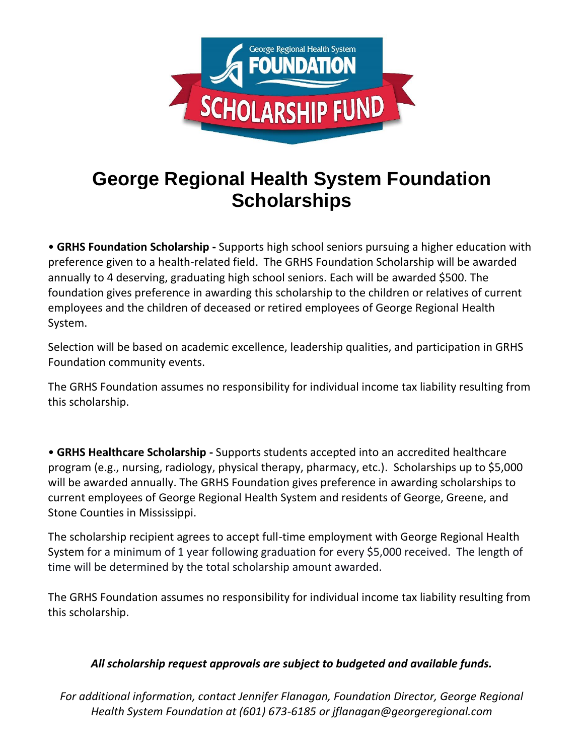# George Regional Health System Foundation Scholarships

- **GRHS Foundation Scholarship -** Supports high school seniors pursuing a higher education with preference given to a health-related field. The GRHS Foundation Scholarship will be awarded annually to 4 deserving, graduating high school seniors. Each will be awarded $500. The foundation gives preference in awarding this scholarship to the children or relatives of current employees and the children of deceased or retired employees of George Regional Health System.

  Selection will be based on academic excellence, leadership qualities, and participation in GRHS Foundation community events.

  The GRHS Foundation assumes no responsibility for individual income tax liability resulting from this scholarship.

- **GRHS Healthcare Scholarship -** Supports students accepted into an accredited healthcare program (e.g., nursing, radiology, physical therapy, pharmacy, etc.). Scholarships up to $5,000 will be awarded annually. The GRHS Foundation gives preference in awarding scholarships to current employees of George Regional Health System and residents of George, Greene, and Stone Counties in Mississippi.

  The scholarship recipient agrees to accept full-time employment with George Regional Health System for a minimum of 1 year following graduation for every $5,000 received. The length of time will be determined by the total scholarship amount awarded.

  The GRHS Foundation assumes no responsibility for individual income tax liability resulting from this scholarship.

***All scholarship request approvals are subject to budgeted and available funds.***

*For additional information, contact Jennifer Flanagan, Foundation Director, George Regional Health System Foundation at (601) 673-6185 or jflanagan@georgeregional.com*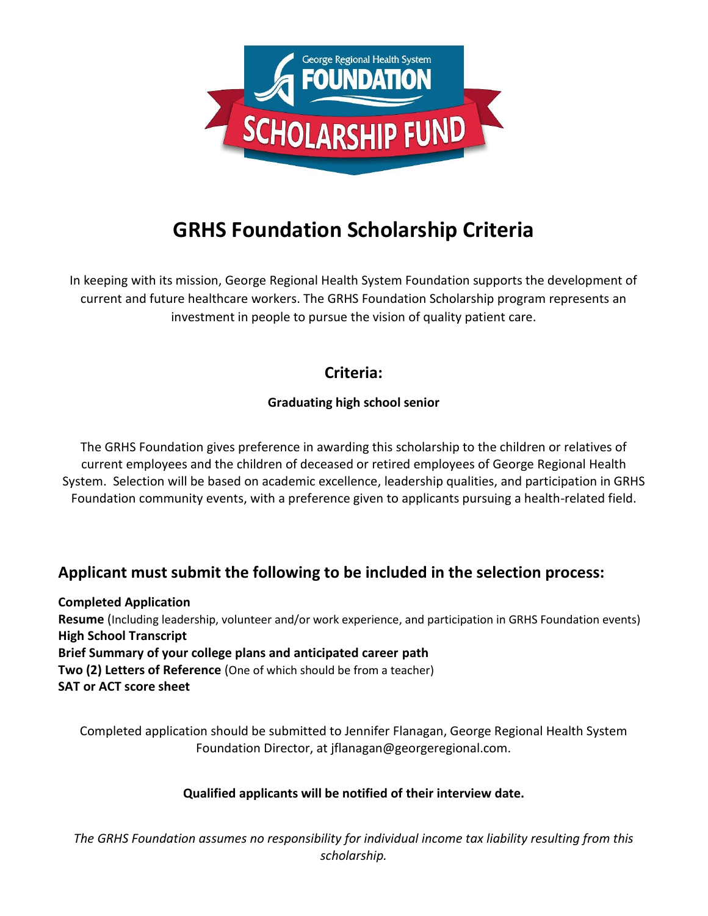# GRHS Foundation Scholarship Criteria

In keeping with its mission, George Regional Health System Foundation supports the development of current and future healthcare workers. The GRHS Foundation Scholarship program represents an investment in people to pursue the vision of quality patient care.

## Criteria:

**Graduating high school senior**

The GRHS Foundation gives preference in awarding this scholarship to the children or relatives of current employees and the children of deceased or retired employees of George Regional Health System. Selection will be based on academic excellence, leadership qualities, and participation in GRHS Foundation community events, with a preference given to applicants pursuing a health-related field.

## Applicant must submit the following to be included in the selection process:

**Completed Application**
**Resume** (Including leadership, volunteer and/or work experience, and participation in GRHS Foundation events)
**High School Transcript**
**Brief Summary of your college plans and anticipated career path**
**Two (2) Letters of Reference** (One of which should be from a teacher)
**SAT or ACT score sheet**

Completed application should be submitted to Jennifer Flanagan, George Regional Health System Foundation Director, at jflanagan@georgeregional.com.

**Qualified applicants will be notified of their interview date.**

*The GRHS Foundation assumes no responsibility for individual income tax liability resulting from this scholarship.*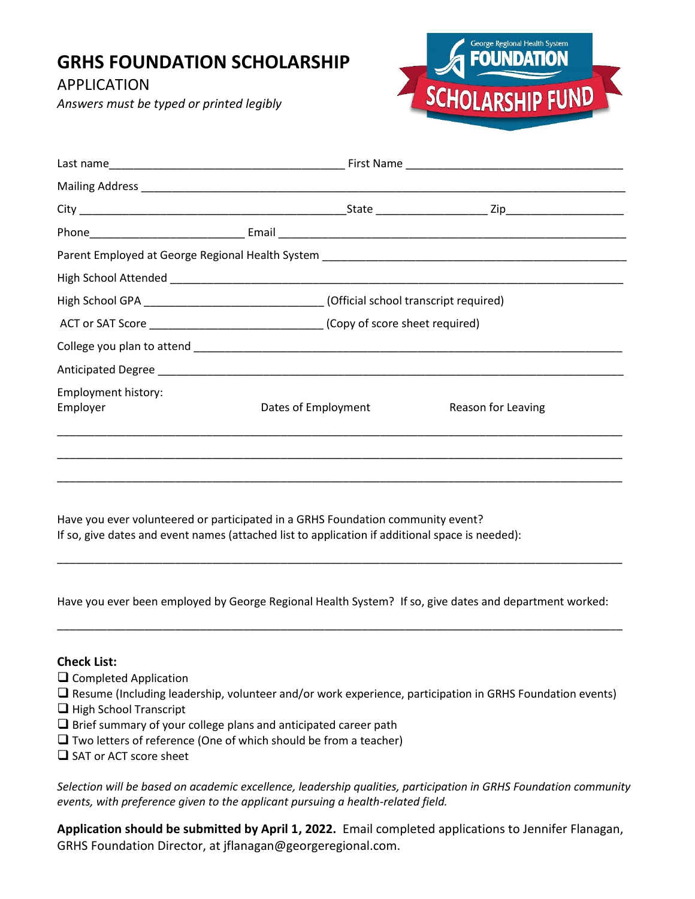# GRHS FOUNDATION SCHOLARSHIP

## APPLICATION

*Answers must be typed or printed legibly*

Last name_____________________________________ First Name __________________________________

Mailing Address ________________________________________________________________________

City ________________________________________State _________________ Zip__________________

Phone________________________ Email ______________________________________________________

Parent Employed at George Regional Health System ______________________________________________

High School Attended ____________________________________________________________________

High School GPA ____________________________ (Official school transcript required)

ACT or SAT Score ___________________________ (Copy of score sheet required)

College you plan to attend _________________________________________________________________

Anticipated Degree ______________________________________________________________________

Employment history:

| Employer | Dates of Employment | Reason for Leaving |
|---|---|---|
| | | |
| | | |
| | | |

Have you ever volunteered or participated in a GRHS Foundation community event?
If so, give dates and event names (attached list to application if additional space is needed):

_____________________________________________________________________________________

Have you ever been employed by George Regional Health System? If so, give dates and department worked:

_____________________________________________________________________________________

**Check List:**

- ❑ Completed Application
- ❑ Resume (Including leadership, volunteer and/or work experience, participation in GRHS Foundation events)
- ❑ High School Transcript
- ❑ Brief summary of your college plans and anticipated career path
- ❑ Two letters of reference (One of which should be from a teacher)
- ❑ SAT or ACT score sheet

*Selection will be based on academic excellence, leadership qualities, participation in GRHS Foundation community events, with preference given to the applicant pursuing a health-related field.*

**Application should be submitted by April 1, 2022.** Email completed applications to Jennifer Flanagan, GRHS Foundation Director, at jflanagan@georgeregional.com.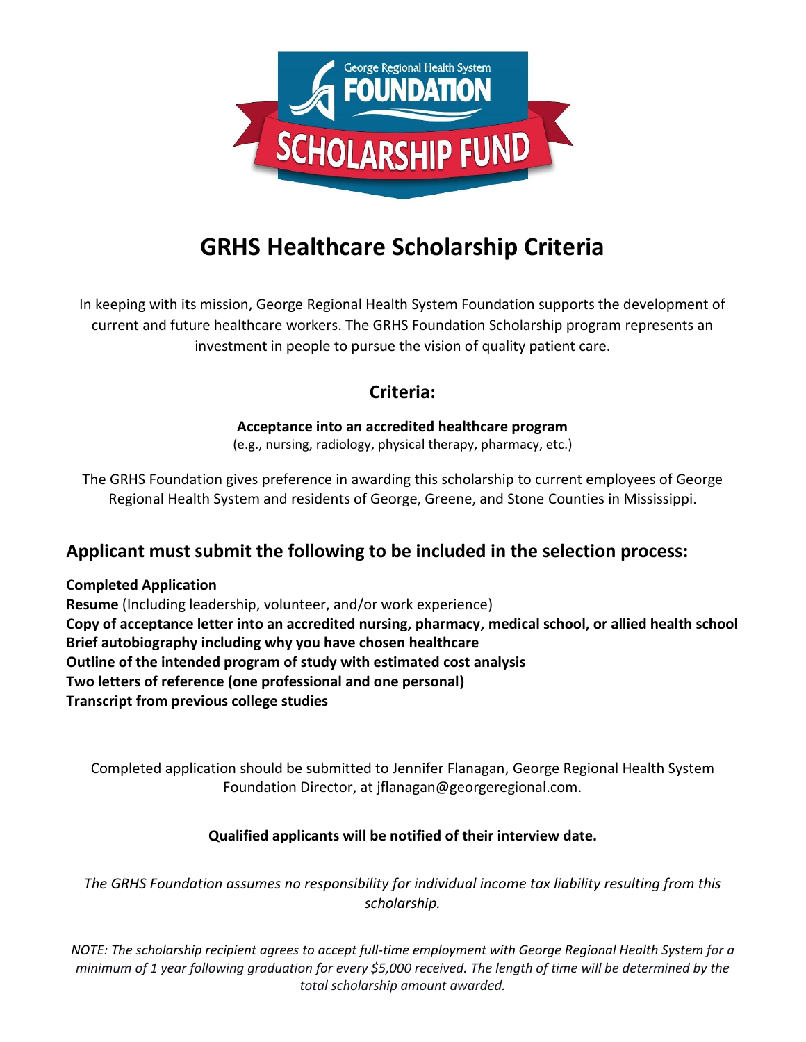# GRHS Healthcare Scholarship Criteria

In keeping with its mission, George Regional Health System Foundation supports the development of current and future healthcare workers. The GRHS Foundation Scholarship program represents an investment in people to pursue the vision of quality patient care.

## Criteria:

**Acceptance into an accredited healthcare program**
(e.g., nursing, radiology, physical therapy, pharmacy, etc.)

The GRHS Foundation gives preference in awarding this scholarship to current employees of George Regional Health System and residents of George, Greene, and Stone Counties in Mississippi.

## Applicant must submit the following to be included in the selection process:

**Completed Application**
**Resume** (Including leadership, volunteer, and/or work experience)
**Copy of acceptance letter into an accredited nursing, pharmacy, medical school, or allied health school**
**Brief autobiography including why you have chosen healthcare**
**Outline of the intended program of study with estimated cost analysis**
**Two letters of reference (one professional and one personal)**
**Transcript from previous college studies**

Completed application should be submitted to Jennifer Flanagan, George Regional Health System Foundation Director, at jflanagan@georgeregional.com.

**Qualified applicants will be notified of their interview date.**

*The GRHS Foundation assumes no responsibility for individual income tax liability resulting from this scholarship.*

*NOTE: The scholarship recipient agrees to accept full-time employment with George Regional Health System for a minimum of 1 year following graduation for every $5,000 received. The length of time will be determined by the total scholarship amount awarded.*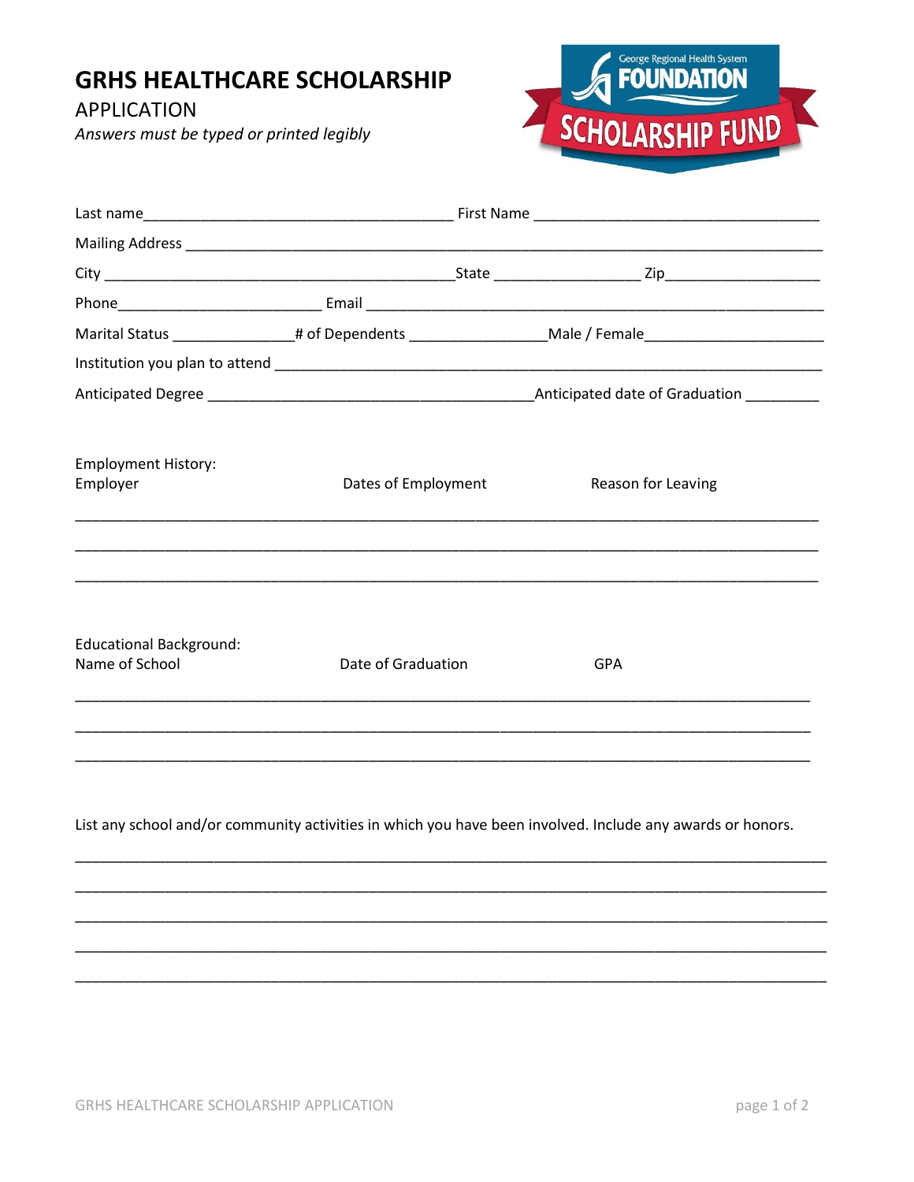# GRHS HEALTHCARE SCHOLARSHIP

APPLICATION

*Answers must be typed or printed legibly*

George Regional Health System FOUNDATION SCHOLARSHIP FUND

Last name_______________________________________ First Name ___________________________________

Mailing Address ________________________________________________________________________________

City _____________________________________________State _________________ Zip__________________

Phone_________________________ Email ___________________________________________________________

Marital Status _______________# of Dependents ________________Male / Female_____________________

Institution you plan to attend ____________________________________________________________________

Anticipated Degree ________________________________________Anticipated date of Graduation _________

Employment History:

| Employer | Dates of Employment | Reason for Leaving |
|---|---|---|
| | | |
| | | |
| | | |

Educational Background:

| Name of School | Date of Graduation | GPA |
|---|---|---|
| | | |
| | | |
| | | |

List any school and/or community activities in which you have been involved. Include any awards or honors.

_____________________________________________________________________________________________

_____________________________________________________________________________________________

_____________________________________________________________________________________________

_____________________________________________________________________________________________

_____________________________________________________________________________________________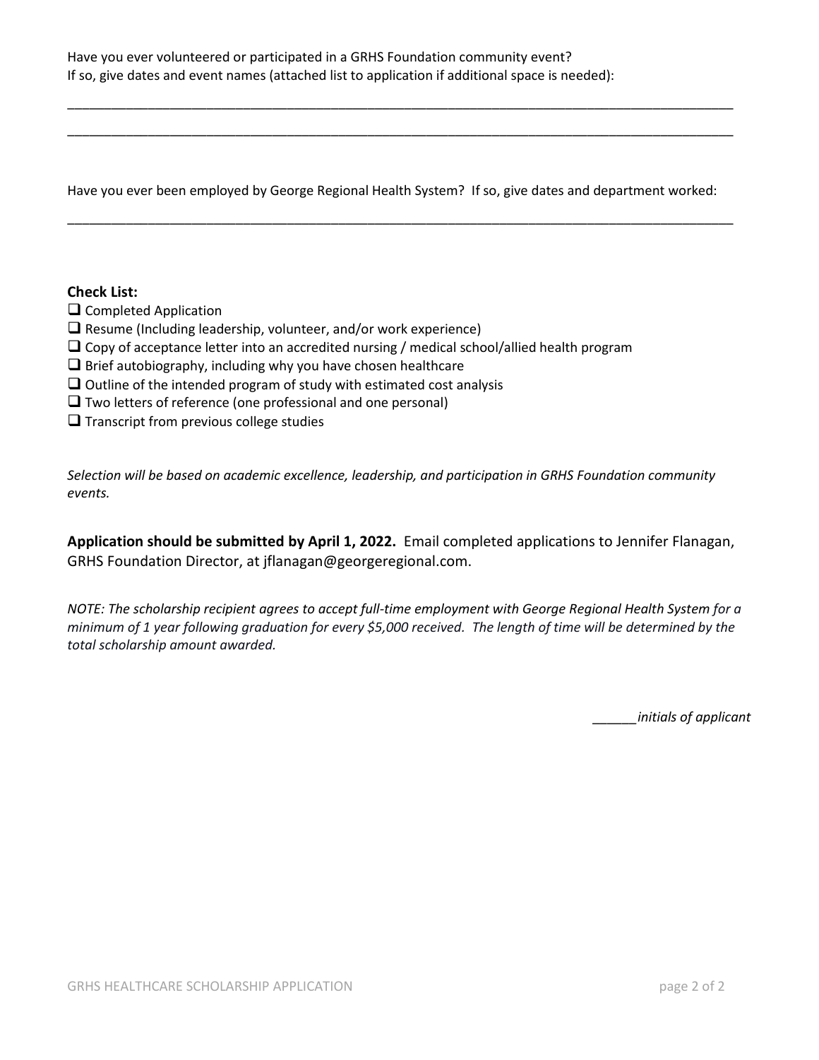Have you ever volunteered or participated in a GRHS Foundation community event?
If so, give dates and event names (attached list to application if additional space is needed):

______________________________________________________________________________________________

______________________________________________________________________________________________

Have you ever been employed by George Regional Health System? If so, give dates and department worked:

______________________________________________________________________________________________

**Check List:**

- ❑ Completed Application
- ❑ Resume (Including leadership, volunteer, and/or work experience)
- ❑ Copy of acceptance letter into an accredited nursing / medical school/allied health program
- ❑ Brief autobiography, including why you have chosen healthcare
- ❑ Outline of the intended program of study with estimated cost analysis
- ❑ Two letters of reference (one professional and one personal)
- ❑ Transcript from previous college studies

*Selection will be based on academic excellence, leadership, and participation in GRHS Foundation community events.*

**Application should be submitted by April 1, 2022.** Email completed applications to Jennifer Flanagan, GRHS Foundation Director, at jflanagan@georgeregional.com.

*NOTE: The scholarship recipient agrees to accept full-time employment with George Regional Health System for a minimum of 1 year following graduation for every $5,000 received. The length of time will be determined by the total scholarship amount awarded.*

______*initials of applicant*